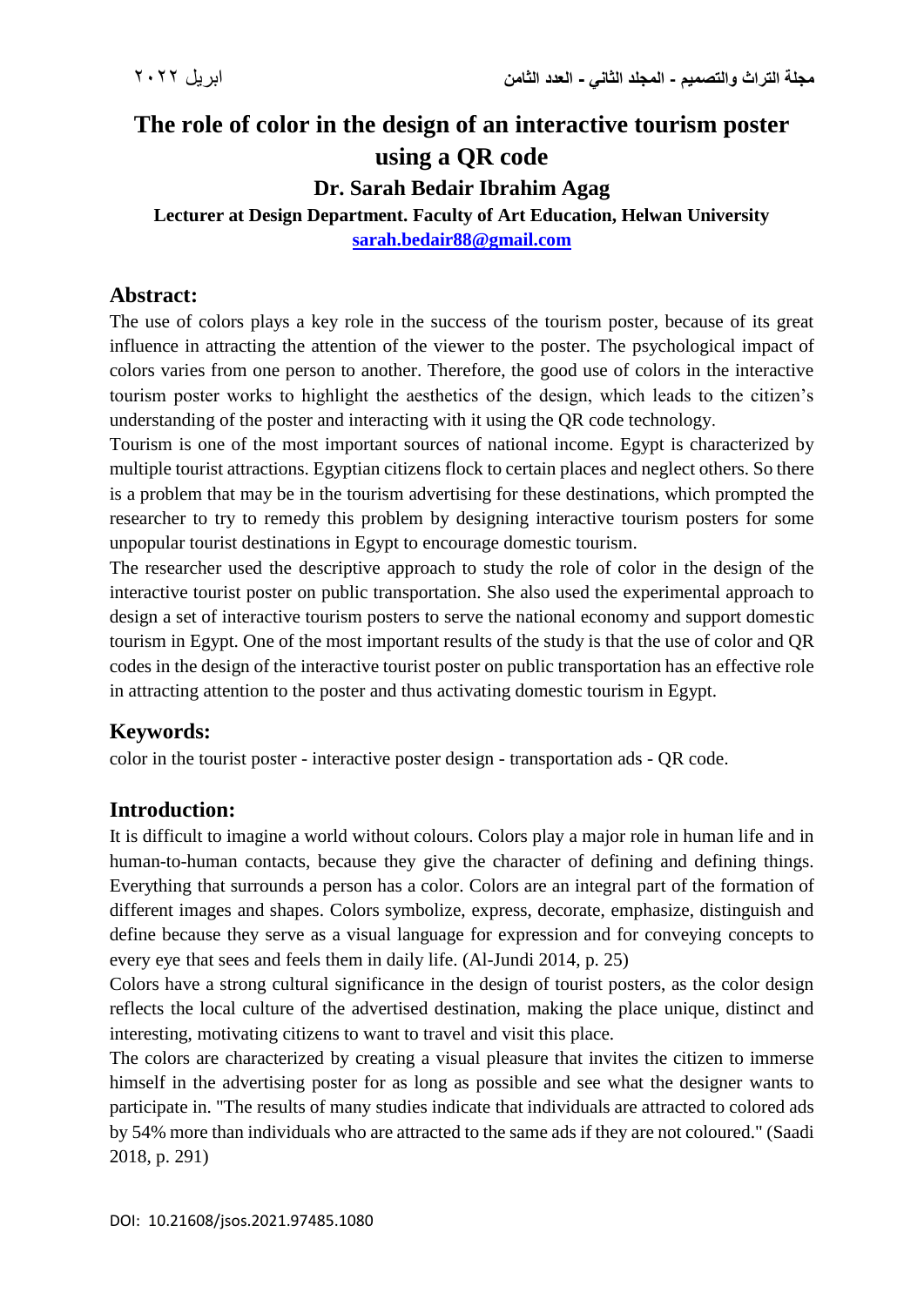# The role of color in the design of an interactive tourism poster using a QR code

**Dr. Sarah Bedair Ibrahim Agag**

**Lecturer at Design Department. Faculty of Art Education, Helwan University**

**sarah.bedair88@gmail.com**

## Abstract:

The use of colors plays a key role in the success of the tourism poster, because of its great influence in attracting the attention of the viewer to the poster. The psychological impact of colors varies from one person to another. Therefore, the good use of colors in the interactive tourism poster works to highlight the aesthetics of the design, which leads to the citizen's understanding of the poster and interacting with it using the QR code technology.

Tourism is one of the most important sources of national income. Egypt is characterized by multiple tourist attractions. Egyptian citizens flock to certain places and neglect others. So there is a problem that may be in the tourism advertising for these destinations, which prompted the researcher to try to remedy this problem by designing interactive tourism posters for some unpopular tourist destinations in Egypt to encourage domestic tourism.

The researcher used the descriptive approach to study the role of color in the design of the interactive tourist poster on public transportation. She also used the experimental approach to design a set of interactive tourism posters to serve the national economy and support domestic tourism in Egypt. One of the most important results of the study is that the use of color and QR codes in the design of the interactive tourist poster on public transportation has an effective role in attracting attention to the poster and thus activating domestic tourism in Egypt.

## Keywords:

color in the tourist poster - interactive poster design - transportation ads - QR code.

## Introduction:

It is difficult to imagine a world without colours. Colors play a major role in human life and in human-to-human contacts, because they give the character of defining and defining things. Everything that surrounds a person has a color. Colors are an integral part of the formation of different images and shapes. Colors symbolize, express, decorate, emphasize, distinguish and define because they serve as a visual language for expression and for conveying concepts to every eye that sees and feels them in daily life. (Al-Jundi 2014, p. 25)

Colors have a strong cultural significance in the design of tourist posters, as the color design reflects the local culture of the advertised destination, making the place unique, distinct and interesting, motivating citizens to want to travel and visit this place.

The colors are characterized by creating a visual pleasure that invites the citizen to immerse himself in the advertising poster for as long as possible and see what the designer wants to participate in. "The results of many studies indicate that individuals are attracted to colored ads by 54% more than individuals who are attracted to the same ads if they are not coloured." (Saadi 2018, p. 291)

DOI: 10.21608/jsos.2021.97485.1080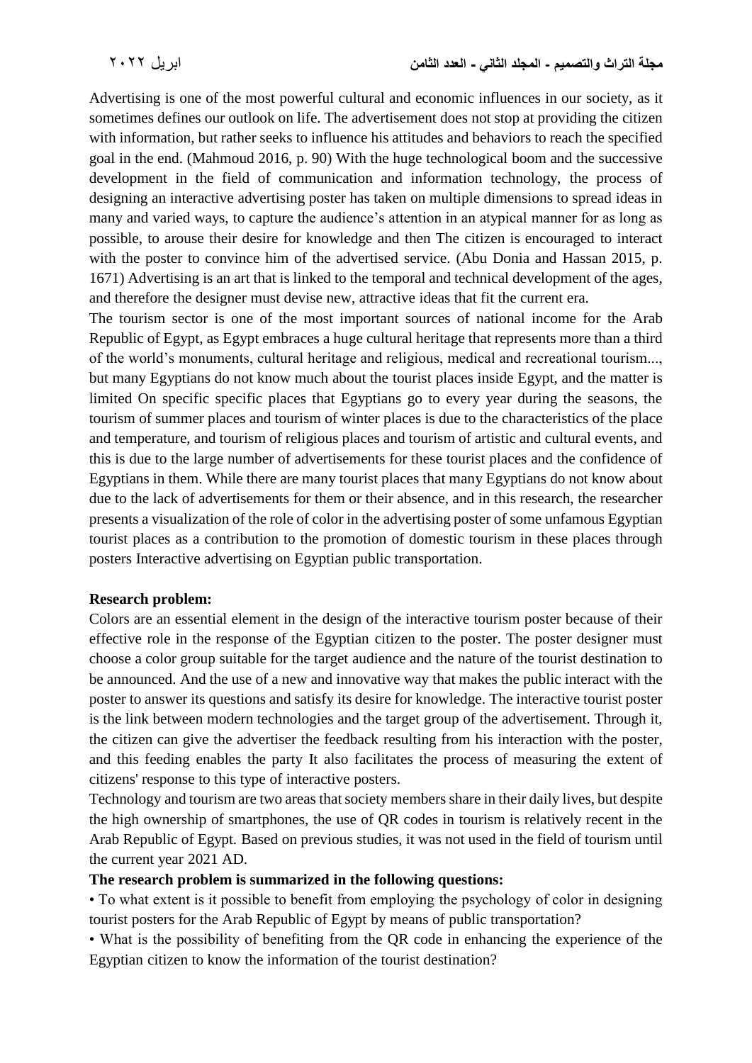Advertising is one of the most powerful cultural and economic influences in our society, as it sometimes defines our outlook on life. The advertisement does not stop at providing the citizen with information, but rather seeks to influence his attitudes and behaviors to reach the specified goal in the end. (Mahmoud 2016, p. 90) With the huge technological boom and the successive development in the field of communication and information technology, the process of designing an interactive advertising poster has taken on multiple dimensions to spread ideas in many and varied ways, to capture the audience's attention in an atypical manner for as long as possible, to arouse their desire for knowledge and then The citizen is encouraged to interact with the poster to convince him of the advertised service. (Abu Donia and Hassan 2015, p. 1671) Advertising is an art that is linked to the temporal and technical development of the ages, and therefore the designer must devise new, attractive ideas that fit the current era.

The tourism sector is one of the most important sources of national income for the Arab Republic of Egypt, as Egypt embraces a huge cultural heritage that represents more than a third of the world's monuments, cultural heritage and religious, medical and recreational tourism..., but many Egyptians do not know much about the tourist places inside Egypt, and the matter is limited On specific specific places that Egyptians go to every year during the seasons, the tourism of summer places and tourism of winter places is due to the characteristics of the place and temperature, and tourism of religious places and tourism of artistic and cultural events, and this is due to the large number of advertisements for these tourist places and the confidence of Egyptians in them. While there are many tourist places that many Egyptians do not know about due to the lack of advertisements for them or their absence, and in this research, the researcher presents a visualization of the role of color in the advertising poster of some unfamous Egyptian tourist places as a contribution to the promotion of domestic tourism in these places through posters Interactive advertising on Egyptian public transportation.

**Research problem:**

Colors are an essential element in the design of the interactive tourism poster because of their effective role in the response of the Egyptian citizen to the poster. The poster designer must choose a color group suitable for the target audience and the nature of the tourist destination to be announced. And the use of a new and innovative way that makes the public interact with the poster to answer its questions and satisfy its desire for knowledge. The interactive tourist poster is the link between modern technologies and the target group of the advertisement. Through it, the citizen can give the advertiser the feedback resulting from his interaction with the poster, and this feeding enables the party It also facilitates the process of measuring the extent of citizens' response to this type of interactive posters.

Technology and tourism are two areas that society members share in their daily lives, but despite the high ownership of smartphones, the use of QR codes in tourism is relatively recent in the Arab Republic of Egypt. Based on previous studies, it was not used in the field of tourism until the current year 2021 AD.

**The research problem is summarized in the following questions:**

- To what extent is it possible to benefit from employing the psychology of color in designing tourist posters for the Arab Republic of Egypt by means of public transportation?
- What is the possibility of benefiting from the QR code in enhancing the experience of the Egyptian citizen to know the information of the tourist destination?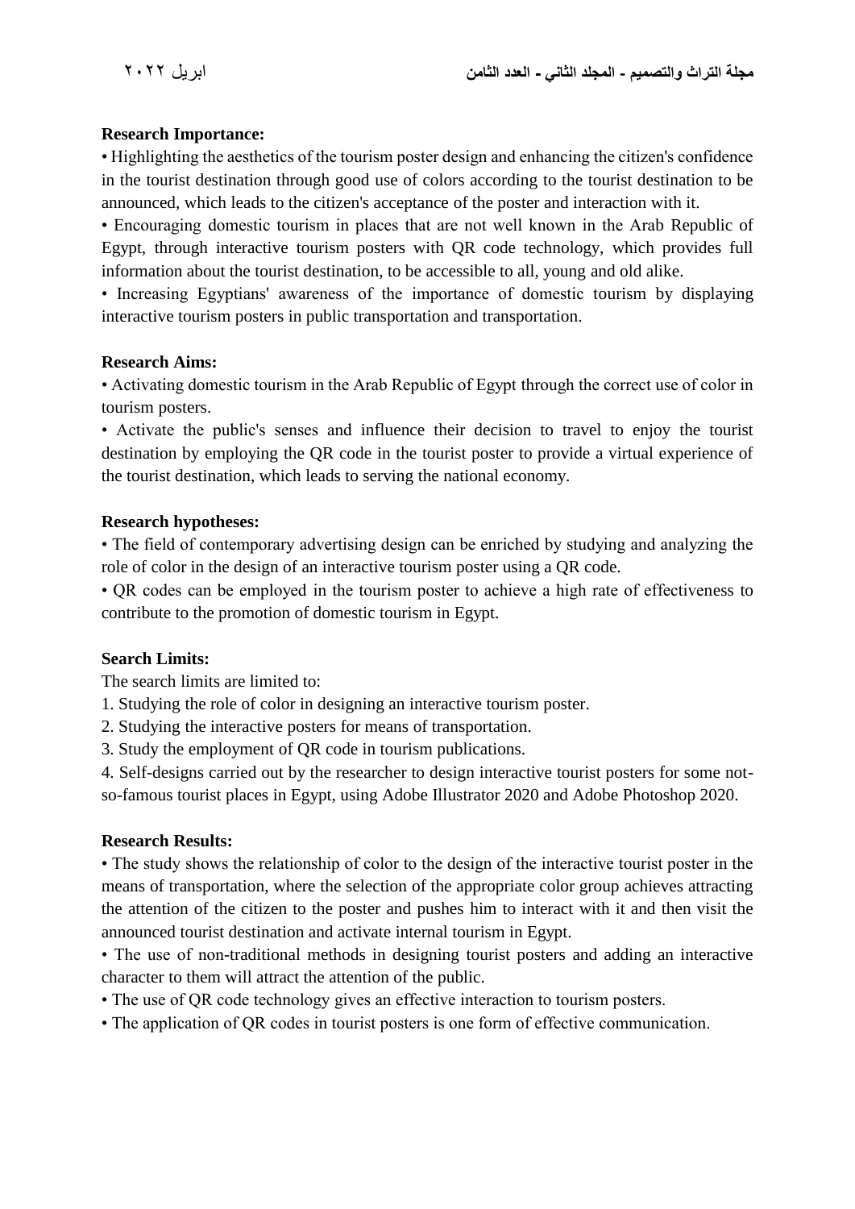**Research Importance:**

• Highlighting the aesthetics of the tourism poster design and enhancing the citizen's confidence in the tourist destination through good use of colors according to the tourist destination to be announced, which leads to the citizen's acceptance of the poster and interaction with it.

• Encouraging domestic tourism in places that are not well known in the Arab Republic of Egypt, through interactive tourism posters with QR code technology, which provides full information about the tourist destination, to be accessible to all, young and old alike.

• Increasing Egyptians' awareness of the importance of domestic tourism by displaying interactive tourism posters in public transportation and transportation.

**Research Aims:**

• Activating domestic tourism in the Arab Republic of Egypt through the correct use of color in tourism posters.

• Activate the public's senses and influence their decision to travel to enjoy the tourist destination by employing the QR code in the tourist poster to provide a virtual experience of the tourist destination, which leads to serving the national economy.

**Research hypotheses:**

• The field of contemporary advertising design can be enriched by studying and analyzing the role of color in the design of an interactive tourism poster using a QR code.

• QR codes can be employed in the tourism poster to achieve a high rate of effectiveness to contribute to the promotion of domestic tourism in Egypt.

**Search Limits:**

The search limits are limited to:

1. Studying the role of color in designing an interactive tourism poster.
2. Studying the interactive posters for means of transportation.
3. Study the employment of QR code in tourism publications.
4. Self-designs carried out by the researcher to design interactive tourist posters for some not-so-famous tourist places in Egypt, using Adobe Illustrator 2020 and Adobe Photoshop 2020.

**Research Results:**

• The study shows the relationship of color to the design of the interactive tourist poster in the means of transportation, where the selection of the appropriate color group achieves attracting the attention of the citizen to the poster and pushes him to interact with it and then visit the announced tourist destination and activate internal tourism in Egypt.

• The use of non-traditional methods in designing tourist posters and adding an interactive character to them will attract the attention of the public.

• The use of QR code technology gives an effective interaction to tourism posters.

• The application of QR codes in tourist posters is one form of effective communication.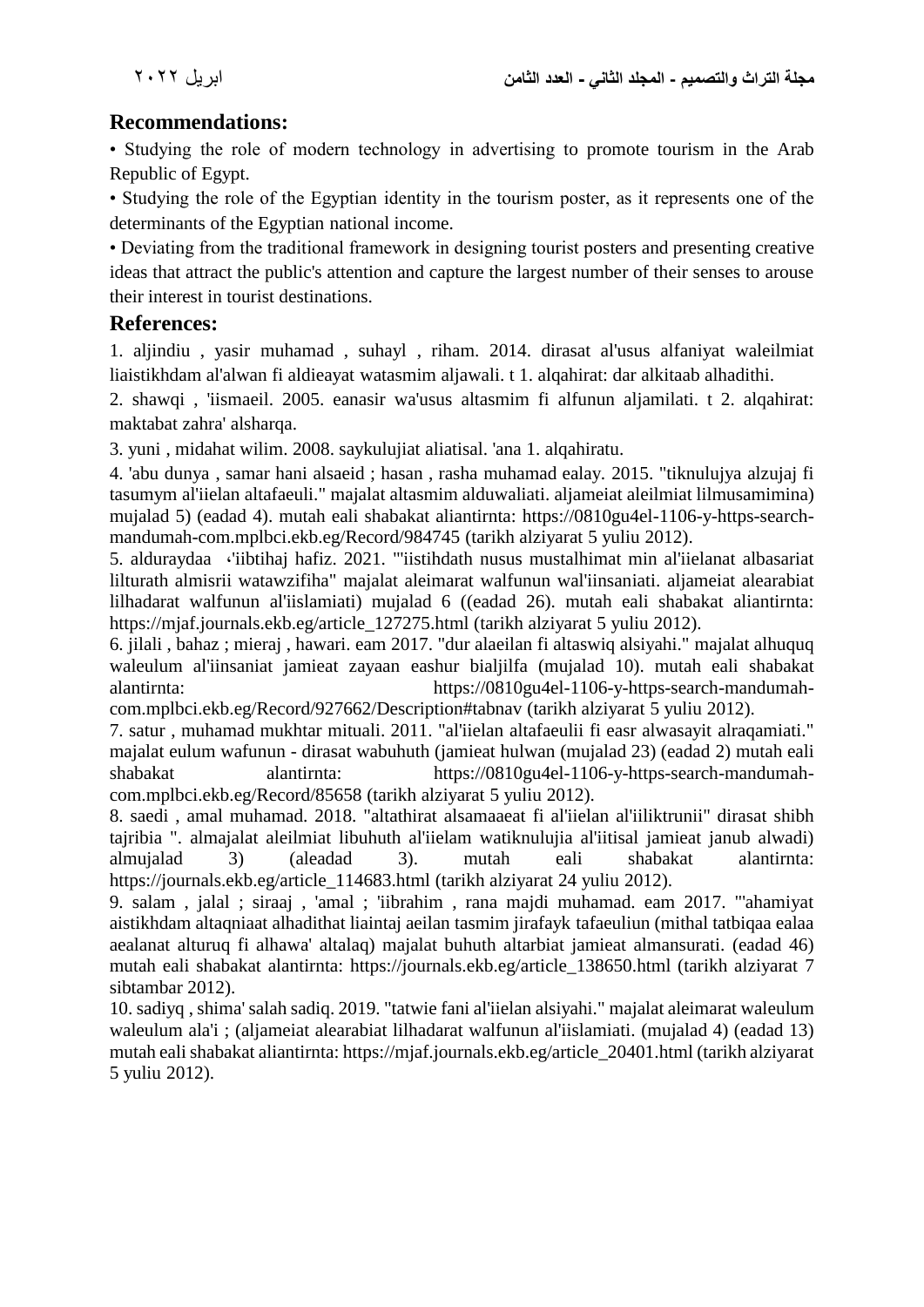## Recommendations:

• Studying the role of modern technology in advertising to promote tourism in the Arab Republic of Egypt.

• Studying the role of the Egyptian identity in the tourism poster, as it represents one of the determinants of the Egyptian national income.

• Deviating from the traditional framework in designing tourist posters and presenting creative ideas that attract the public's attention and capture the largest number of their senses to arouse their interest in tourist destinations.

## References:

1. aljindiu , yasir muhamad , suhayl , riham. 2014. dirasat al'usus alfaniyat waleilmiat liaistikhdam al'alwan fi aldieayat watasmim aljawali. t 1. alqahirat: dar alkitaab alhadithi.

2. shawqi , 'iismaeil. 2005. eanasir wa'usus altasmim fi alfunun aljamilati. t 2. alqahirat: maktabat zahra' alsharqa.

3. yuni , midahat wilim. 2008. saykulujiat aliatisal. 'ana 1. alqahiratu.

4. 'abu dunya , samar hani alsaeid ; hasan , rasha muhamad ealay. 2015. "tiknulujya alzujaj fi tasumym al'iielan altafaeuli." majalat altasmim alduwaliati. aljameiat aleilmiat lilmusamimina) mujalad 5) (eadad 4). mutah eali shabakat aliantirnta: https://0810gu4el-1106-y-https-search-mandumah-com.mplbci.ekb.eg/Record/984745 (tarikh alziyarat 5 yuliu 2012).

5. alduraydaa ،'iibtihaj hafiz. 2021. "'iistihdath nusus mustalhimat min al'iielanat albasariat lilturath almisrii watawzifiha" majalat aleimarat walfunun wal'iinsaniati. aljameiat alearabiat lilhadarat walfunun al'iislamiati) mujalad 6 ((eadad 26). mutah eali shabakat aliantirnta: https://mjaf.journals.ekb.eg/article_127275.html (tarikh alziyarat 5 yuliu 2012).

6. jilali , bahaz ; mieraj , hawari. eam 2017. "dur alaeilan fi altaswiq alsiyahi." majalat alhuquq waleulum al'iinsaniat jamieat zayaan eashur bialjilfa (mujalad 10). mutah eali shabakat alantirnta: https://0810gu4el-1106-y-https-search-mandumah-com.mplbci.ekb.eg/Record/927662/Description#tabnav (tarikh alziyarat 5 yuliu 2012).

7. satur , muhamad mukhtar mituali. 2011. "al'iielan altafaeulii fi easr alwasayit alraqamiati." majalat eulum wafunun - dirasat wabuhuth (jamieat hulwan (mujalad 23) (eadad 2) mutah eali shabakat alantirnta: https://0810gu4el-1106-y-https-search-mandumah-com.mplbci.ekb.eg/Record/85658 (tarikh alziyarat 5 yuliu 2012).

8. saedi , amal muhamad. 2018. "altathirat alsamaaeat fi al'iielan al'iiliktrunii" dirasat shibh tajribia ". almajalat aleilmiat libuhuth al'iielam watiknulujia al'iitisal jamieat janub alwadi) almujalad 3) (aleadad 3). mutah eali shabakat alantirnta: https://journals.ekb.eg/article_114683.html (tarikh alziyarat 24 yuliu 2012).

9. salam , jalal ; siraaj , 'amal ; 'iibrahim , rana majdi muhamad. eam 2017. "'ahamiyat aistikhdam altaqniaat alhadithat liaintaj aeilan tasmim jirafayk tafaeuliun (mithal tatbiqaa ealaa aealanat alturuq fi alhawa' altalaq) majalat buhuth altarbiat jamieat almansurati. (eadad 46) mutah eali shabakat alantirnta: https://journals.ekb.eg/article_138650.html (tarikh alziyarat 7 sibtambar 2012).

10. sadiyq , shima' salah sadiq. 2019. "tatwie fani al'iielan alsiyahi." majalat aleimarat waleulum waleulum ala'i ; (aljameiat alearabiat lilhadarat walfunun al'iislamiati. (mujalad 4) (eadad 13) mutah eali shabakat aliantirnta: https://mjaf.journals.ekb.eg/article_20401.html (tarikh alziyarat 5 yuliu 2012).